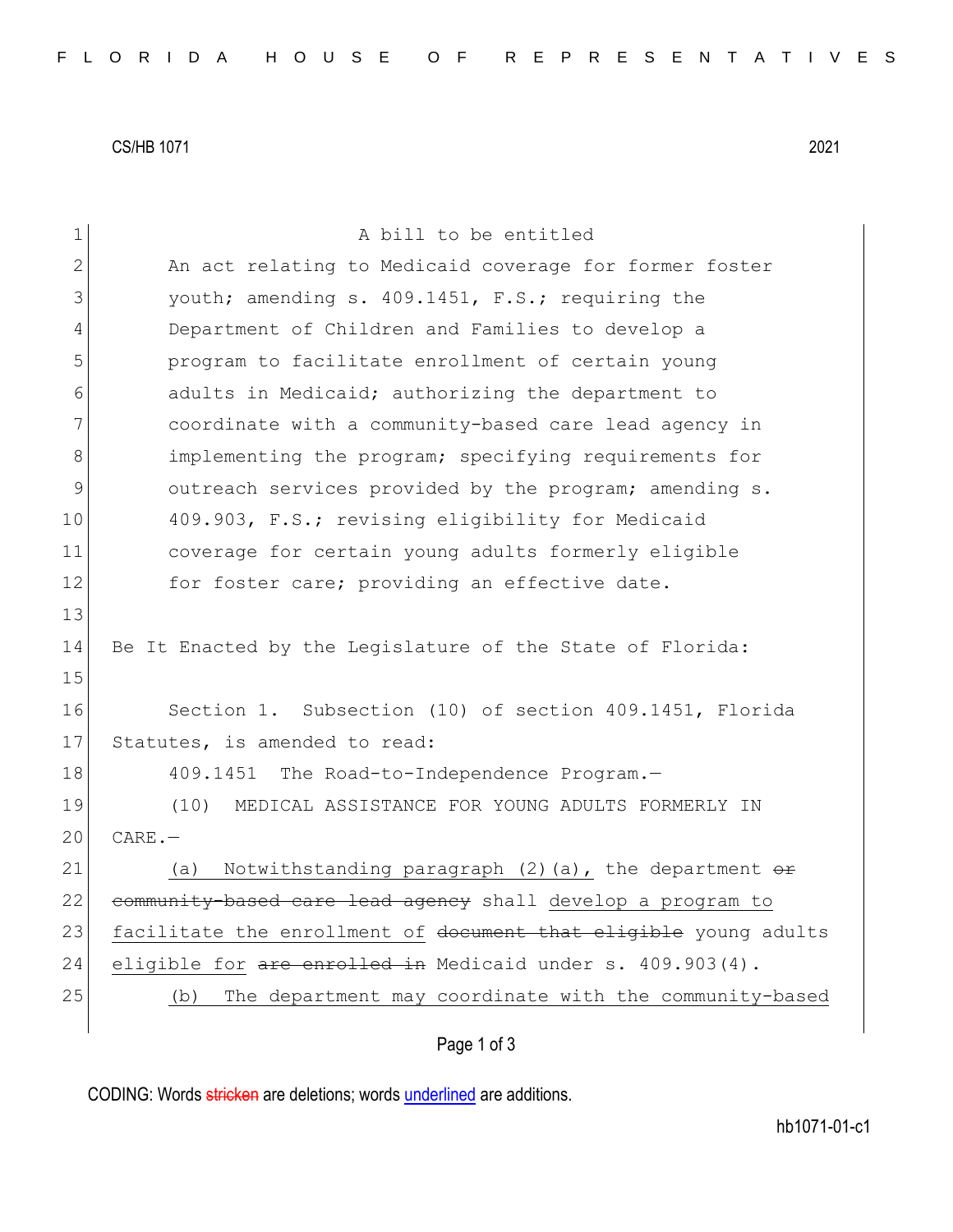A bill to be entitled

An act relating to Medicaid coverage for former foster youth; amending s. 409.1451, F.S.; requiring the Department of Children and Families to develop a program to facilitate enrollment of certain young adults in Medicaid; authorizing the department to coordinate with a community-based care lead agency in implementing the program; specifying requirements for outreach services provided by the program; amending s. 409.903, F.S.; revising eligibility for Medicaid coverage for certain young adults formerly eligible for foster care; providing an effective date.

Be It Enacted by the Legislature of the State of Florida:

Section 1. Subsection (10) of section 409.1451, Florida Statutes, is amended to read:

409.1451 The Road-to-Independence Program.—

(10) MEDICAL ASSISTANCE FOR YOUNG ADULTS FORMERLY IN CARE.—

(a) Notwithstanding paragraph (2)(a), the department ~~or community-based care lead agency~~ shall <u>develop a program to facilitate the enrollment of</u> ~~document that eligible~~ young adults <u>eligible for</u> ~~are enrolled in~~ Medicaid under s. 409.903(4).

<u>(b) The department may coordinate with the community-based</u>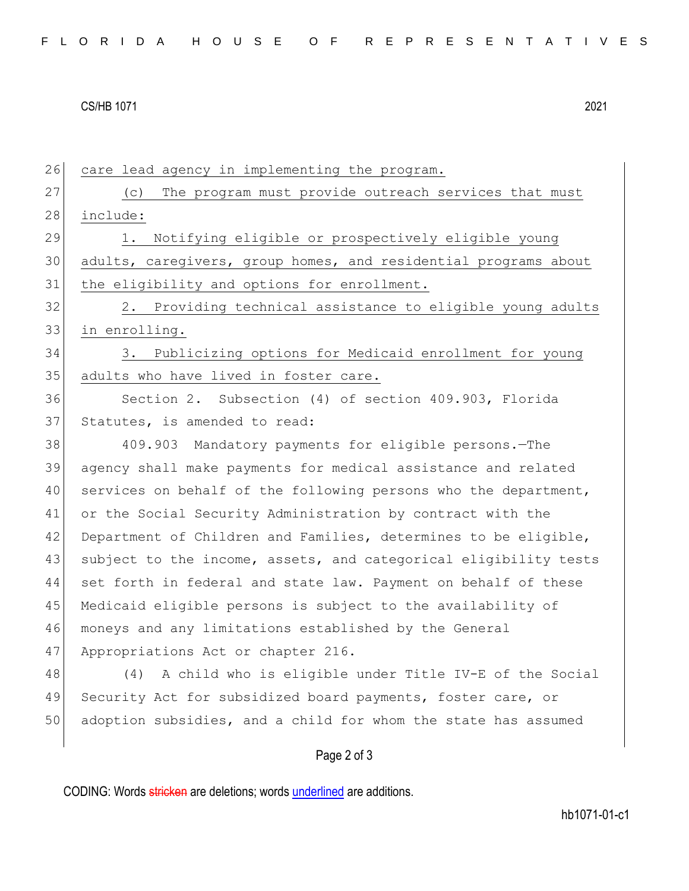care lead agency in implementing the program.

(c) The program must provide outreach services that must include:

1. Notifying eligible or prospectively eligible young adults, caregivers, group homes, and residential programs about the eligibility and options for enrollment.

2. Providing technical assistance to eligible young adults in enrolling.

3. Publicizing options for Medicaid enrollment for young adults who have lived in foster care.

Section 2. Subsection (4) of section 409.903, Florida Statutes, is amended to read:

409.903 Mandatory payments for eligible persons.—The agency shall make payments for medical assistance and related services on behalf of the following persons who the department, or the Social Security Administration by contract with the Department of Children and Families, determines to be eligible, subject to the income, assets, and categorical eligibility tests set forth in federal and state law. Payment on behalf of these Medicaid eligible persons is subject to the availability of moneys and any limitations established by the General Appropriations Act or chapter 216.

(4) A child who is eligible under Title IV-E of the Social Security Act for subsidized board payments, foster care, or adoption subsidies, and a child for whom the state has assumed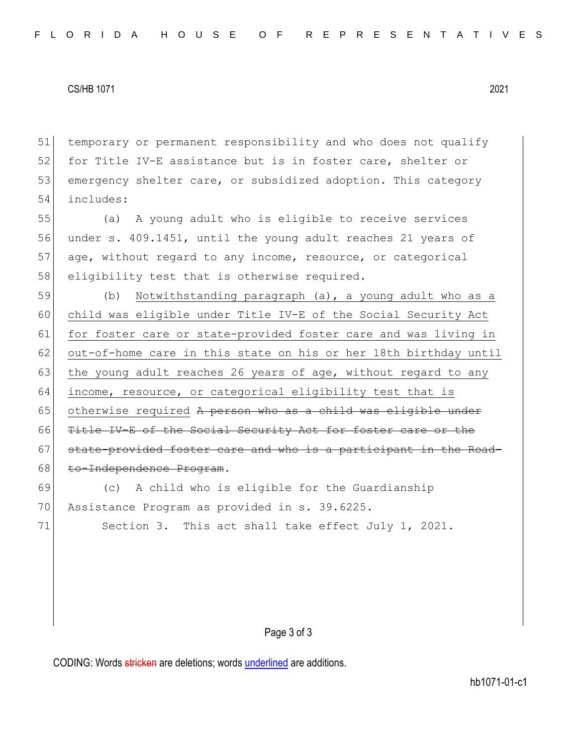temporary or permanent responsibility and who does not qualify for Title IV-E assistance but is in foster care, shelter or emergency shelter care, or subsidized adoption. This category includes:

(a) A young adult who is eligible to receive services under s. 409.1451, until the young adult reaches 21 years of age, without regard to any income, resource, or categorical eligibility test that is otherwise required.

(b) <u>Notwithstanding paragraph (a), a young adult who as a child was eligible under Title IV-E of the Social Security Act for foster care or state-provided foster care and was living in out-of-home care in this state on his or her 18th birthday until the young adult reaches 26 years of age, without regard to any income, resource, or categorical eligibility test that is otherwise required</u> ~~A person who as a child was eligible under Title IV-E of the Social Security Act for foster care or the state-provided foster care and who is a participant in the Road-to-Independence Program~~.

(c) A child who is eligible for the Guardianship Assistance Program as provided in s. 39.6225.

Section 3. This act shall take effect July 1, 2021.